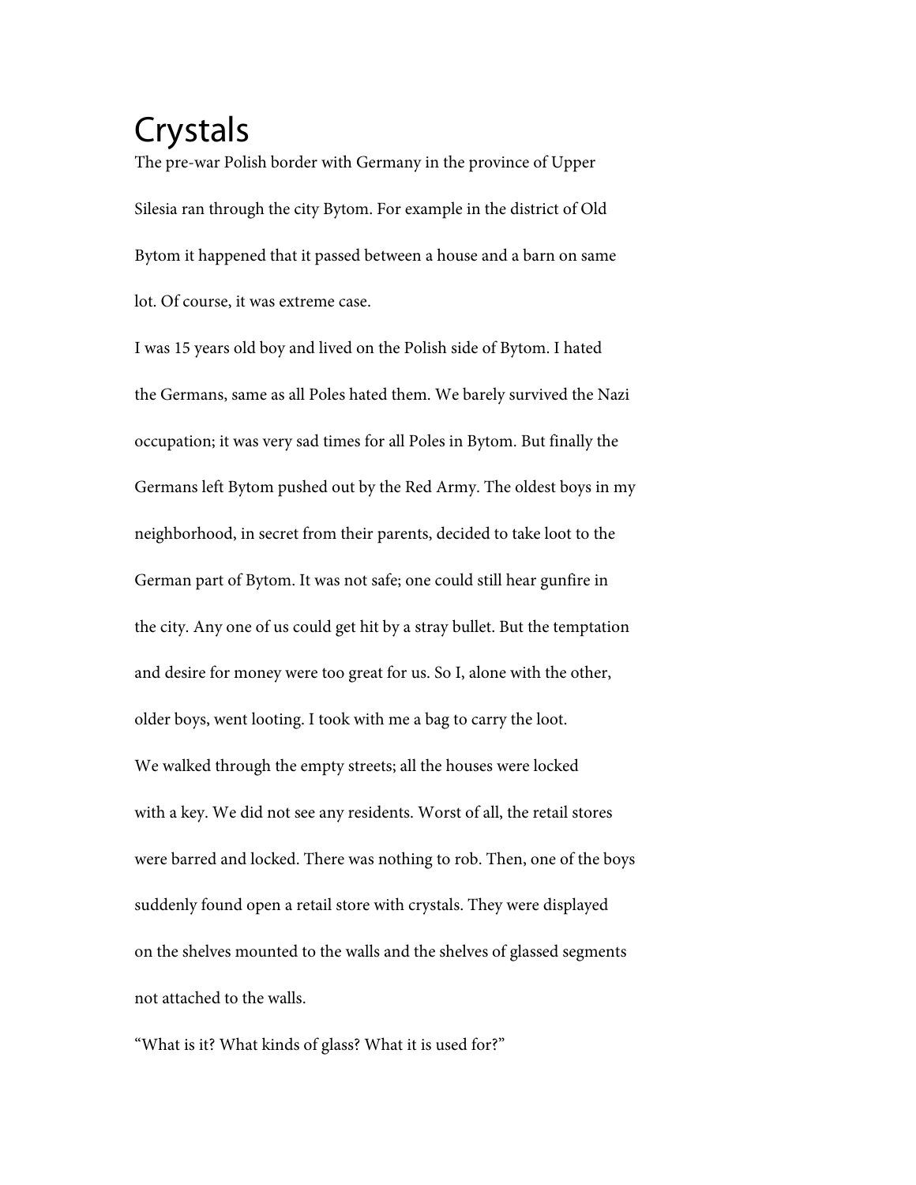# Crystals

The pre-war Polish border with Germany in the province of Upper Silesia ran through the city Bytom. For example in the district of Old Bytom it happened that it passed between a house and a barn on same lot. Of course, it was extreme case.

I was 15 years old boy and lived on the Polish side of Bytom. I hated the Germans, same as all Poles hated them. We barely survived the Nazi occupation; it was very sad times for all Poles in Bytom. But finally the Germans left Bytom pushed out by the Red Army. The oldest boys in my neighborhood, in secret from their parents, decided to take loot to the German part of Bytom. It was not safe; one could still hear gunfire in the city. Any one of us could get hit by a stray bullet. But the temptation and desire for money were too great for us. So I, alone with the other, older boys, went looting. I took with me a bag to carry the loot.

We walked through the empty streets; all the houses were locked with a key. We did not see any residents. Worst of all, the retail stores were barred and locked. There was nothing to rob. Then, one of the boys suddenly found open a retail store with crystals. They were displayed on the shelves mounted to the walls and the shelves of glassed segments not attached to the walls.

“What is it? What kinds of glass? What it is used for?”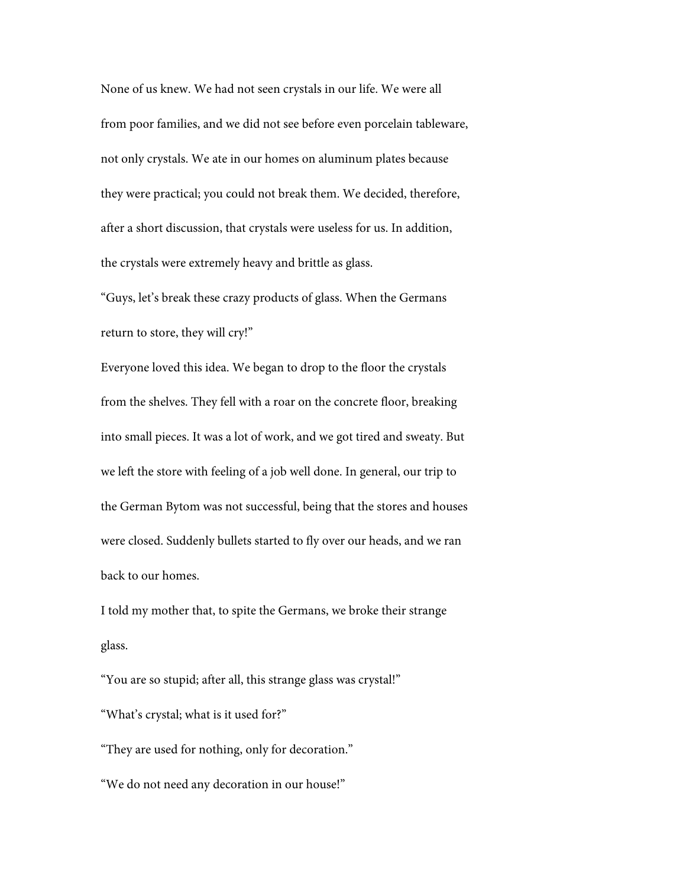None of us knew. We had not seen crystals in our life. We were all from poor families, and we did not see before even porcelain tableware, not only crystals. We ate in our homes on aluminum plates because they were practical; you could not break them. We decided, therefore, after a short discussion, that crystals were useless for us. In addition, the crystals were extremely heavy and brittle as glass.

"Guys, let's break these crazy products of glass. When the Germans return to store, they will cry!"

Everyone loved this idea. We began to drop to the floor the crystals from the shelves. They fell with a roar on the concrete floor, breaking into small pieces. It was a lot of work, and we got tired and sweaty. But we left the store with feeling of a job well done. In general, our trip to the German Bytom was not successful, being that the stores and houses were closed. Suddenly bullets started to fly over our heads, and we ran back to our homes.

I told my mother that, to spite the Germans, we broke their strange glass.

"You are so stupid; after all, this strange glass was crystal!"

"What's crystal; what is it used for?"

"They are used for nothing, only for decoration."

"We do not need any decoration in our house!"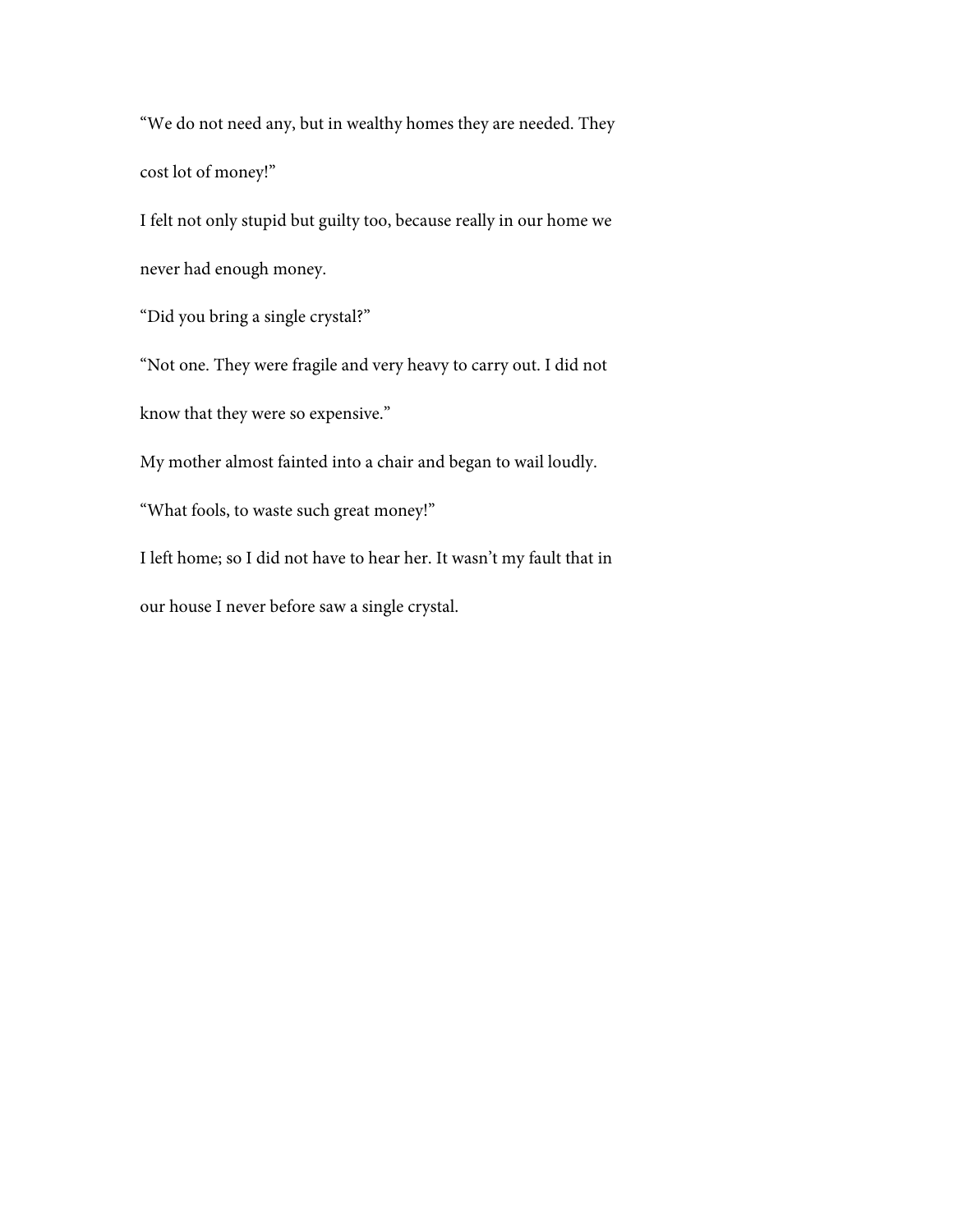"We do not need any, but in wealthy homes they are needed. They cost lot of money!"

I felt not only stupid but guilty too, because really in our home we never had enough money.

"Did you bring a single crystal?"

"Not one. They were fragile and very heavy to carry out. I did not know that they were so expensive."

My mother almost fainted into a chair and began to wail loudly.

"What fools, to waste such great money!"

I left home; so I did not have to hear her. It wasn't my fault that in our house I never before saw a single crystal.